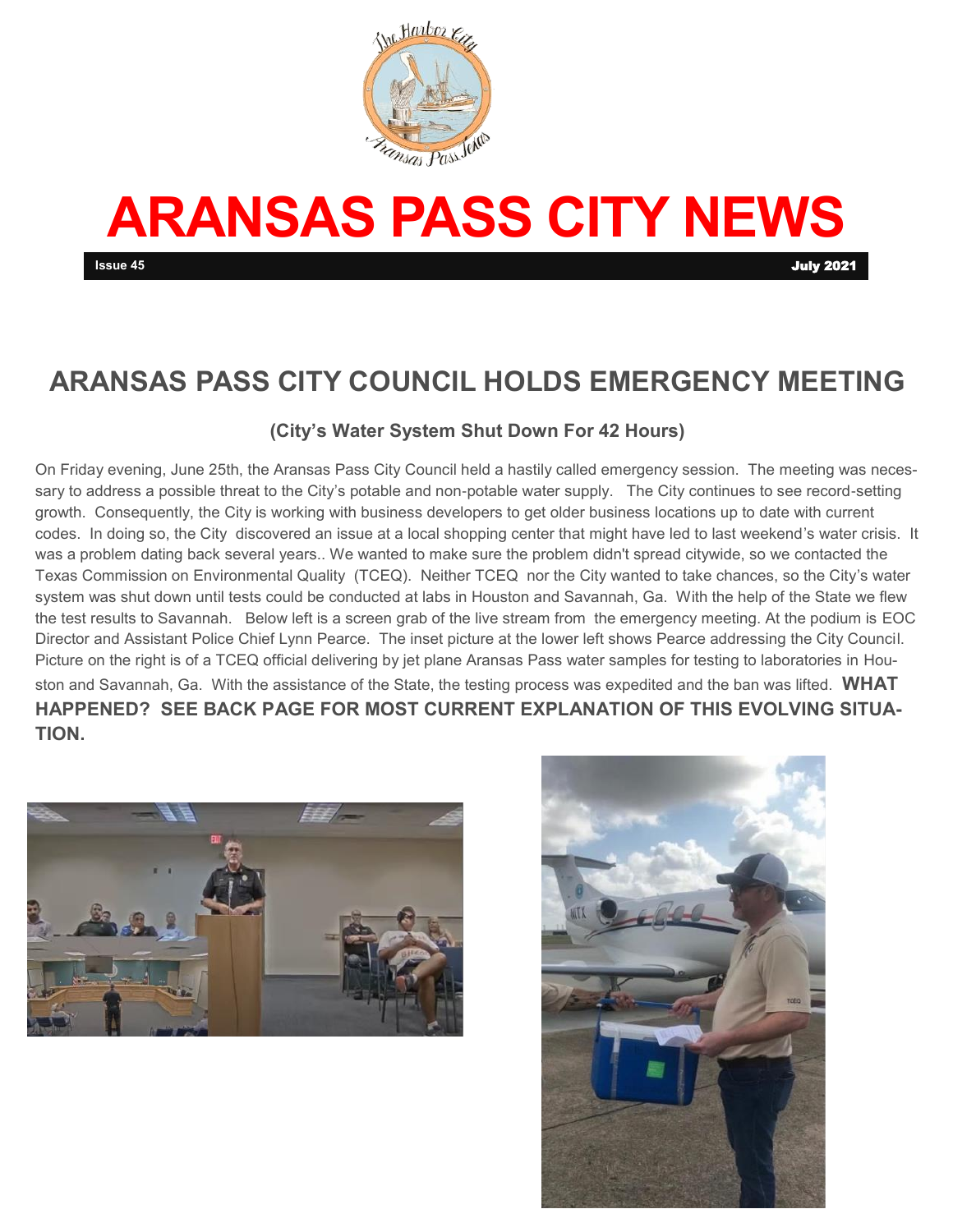# ARANSAS PASS CITY NEWS

Issue 45 July 2021

## ARANSAS PASS CITY COUNCIL HOLDS EMERGENCY MEETING

### (City's Water System Shut Down For 42 Hours)

On Friday evening, June 25th, the Aransas Pass City Council held a hastily called emergency session. The meeting was necessary to address a possible threat to the City's potable and non-potable water supply. The City continues to see record-setting growth. Consequently, the City is working with business developers to get older business locations up to date with current codes. In doing so, the City discovered an issue at a local shopping center that might have led to last weekend's water crisis. It was a problem dating back several years.. We wanted to make sure the problem didn't spread citywide, so we contacted the Texas Commission on Environmental Quality (TCEQ). Neither TCEQ nor the City wanted to take chances, so the City's water system was shut down until tests could be conducted at labs in Houston and Savannah, Ga. With the help of the State we flew the test results to Savannah. Below left is a screen grab of the live stream from the emergency meeting. At the podium is EOC Director and Assistant Police Chief Lynn Pearce. The inset picture at the lower left shows Pearce addressing the City Council. Picture on the right is of a TCEQ official delivering by jet plane Aransas Pass water samples for testing to laboratories in Houston and Savannah, Ga. With the assistance of the State, the testing process was expedited and the ban was lifted. **WHAT HAPPENED? SEE BACK PAGE FOR MOST CURRENT EXPLANATION OF THIS EVOLVING SITUATION.**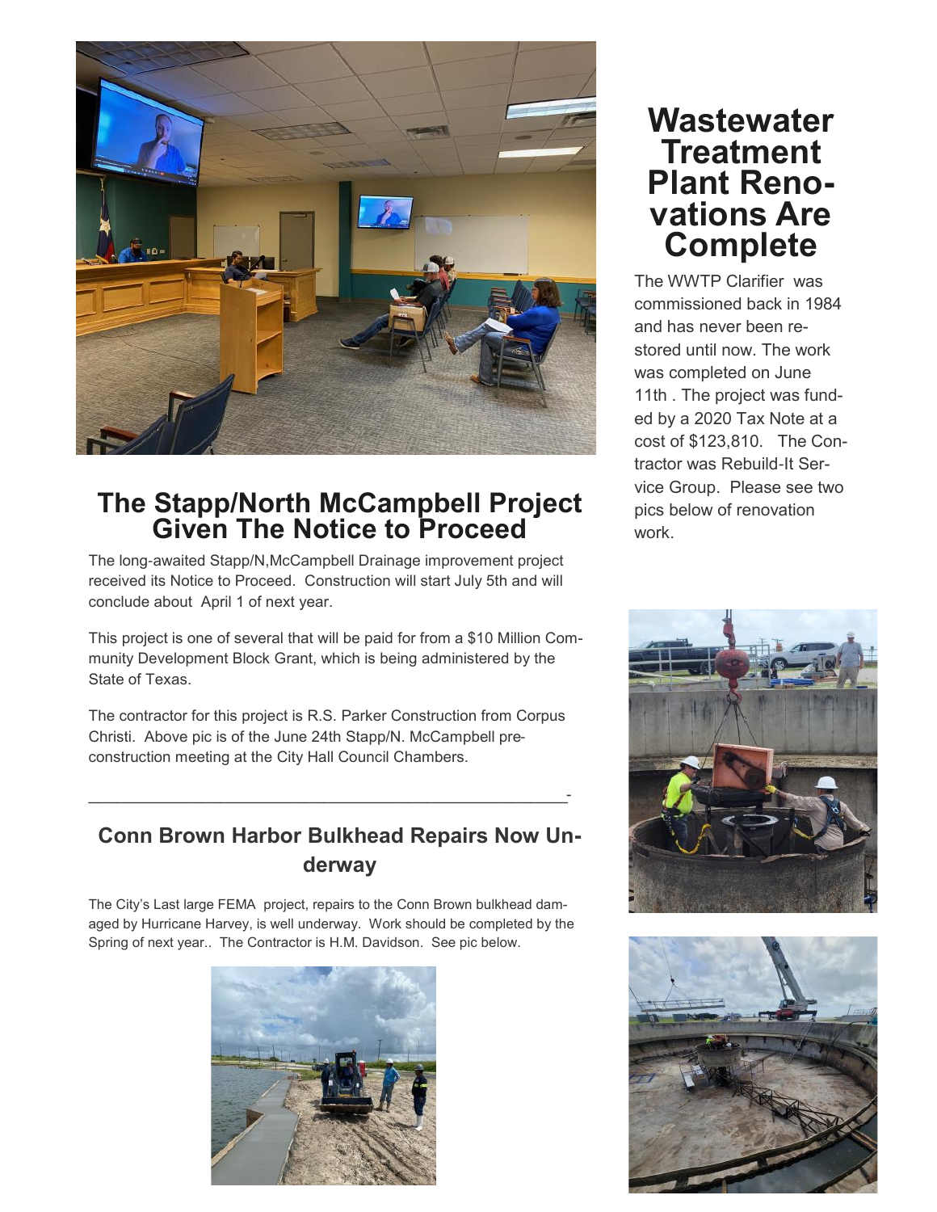## The Stapp/North McCampbell Project Given The Notice to Proceed

The long-awaited Stapp/N,McCampbell Drainage improvement project received its Notice to Proceed. Construction will start July 5th and will conclude about April 1 of next year.

This project is one of several that will be paid for from a $10 Million Community Development Block Grant, which is being administered by the State of Texas.

The contractor for this project is R.S. Parker Construction from Corpus Christi. Above pic is of the June 24th Stapp/N. McCampbell pre-construction meeting at the City Hall Council Chambers.

---

### Conn Brown Harbor Bulkhead Repairs Now Underway

The City's Last large FEMA project, repairs to the Conn Brown bulkhead damaged by Hurricane Harvey, is well underway. Work should be completed by the Spring of next year.. The Contractor is H.M. Davidson. See pic below.

## Wastewater Treatment Plant Renovations Are Complete

The WWTP Clarifier was commissioned back in 1984 and has never been restored until now. The work was completed on June 11th . The project was funded by a 2020 Tax Note at a cost of $123,810. The Contractor was Rebuild-It Service Group. Please see two pics below of renovation work.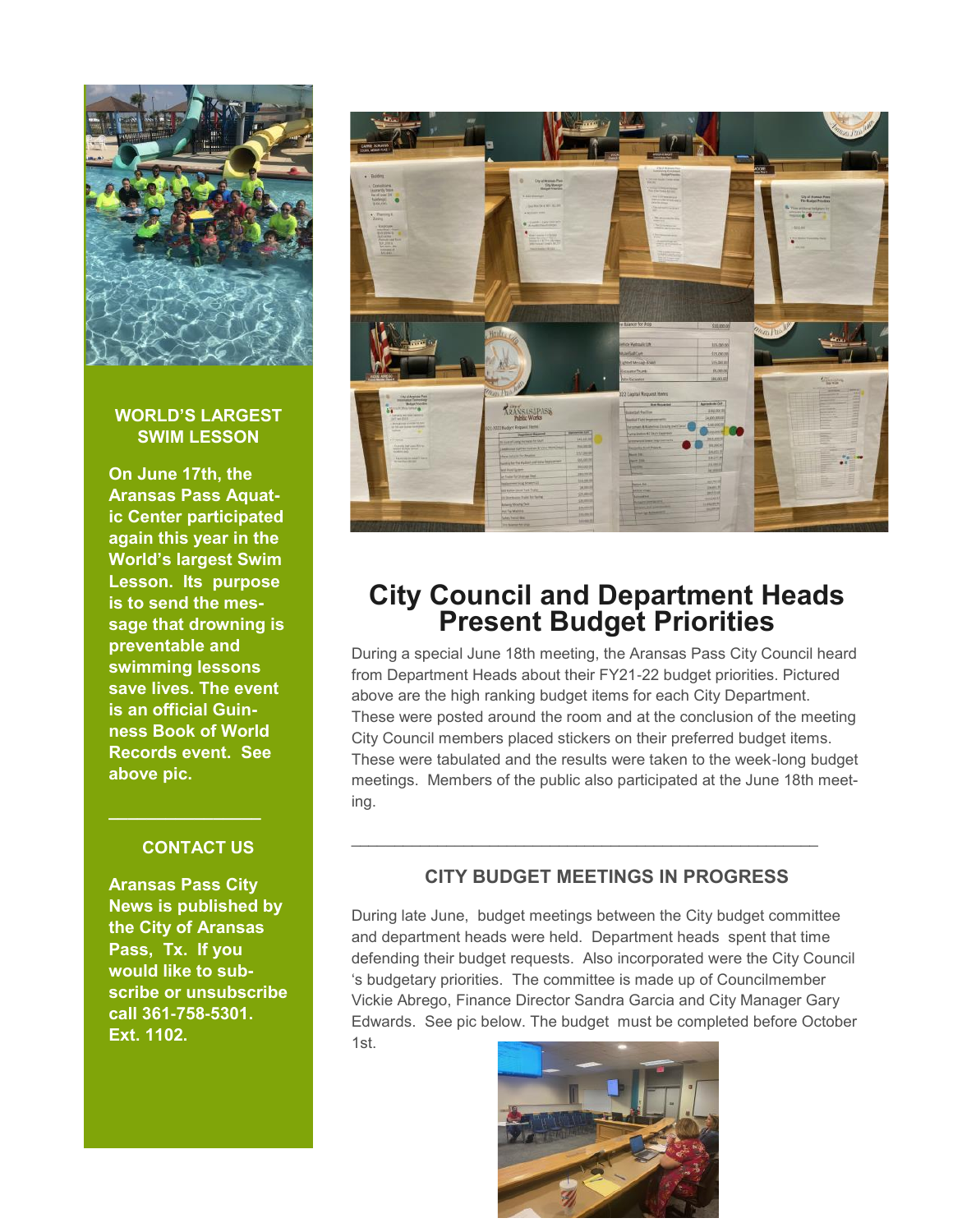## WORLD'S LARGEST SWIM LESSON

**On June 17th, the Aransas Pass Aquatic Center participated again this year in the World's largest Swim Lesson. Its purpose is to send the message that drowning is preventable and swimming lessons save lives. The event is an official Guinness Book of World Records event. See above pic.**

---

## CONTACT US

**Aransas Pass City News is published by the City of Aransas Pass, Tx. If you would like to subscribe or unsubscribe call 361-758-5301. Ext. 1102.**

# City Council and Department Heads Present Budget Priorities

During a special June 18th meeting, the Aransas Pass City Council heard from Department Heads about their FY21-22 budget priorities. Pictured above are the high ranking budget items for each City Department. These were posted around the room and at the conclusion of the meeting City Council members placed stickers on their preferred budget items. These were tabulated and the results were taken to the week-long budget meetings. Members of the public also participated at the June 18th meeting.

---

## CITY BUDGET MEETINGS IN PROGRESS

During late June, budget meetings between the City budget committee and department heads were held. Department heads spent that time defending their budget requests. Also incorporated were the City Council 's budgetary priorities. The committee is made up of Councilmember Vickie Abrego, Finance Director Sandra Garcia and City Manager Gary Edwards. See pic below. The budget must be completed before October 1st.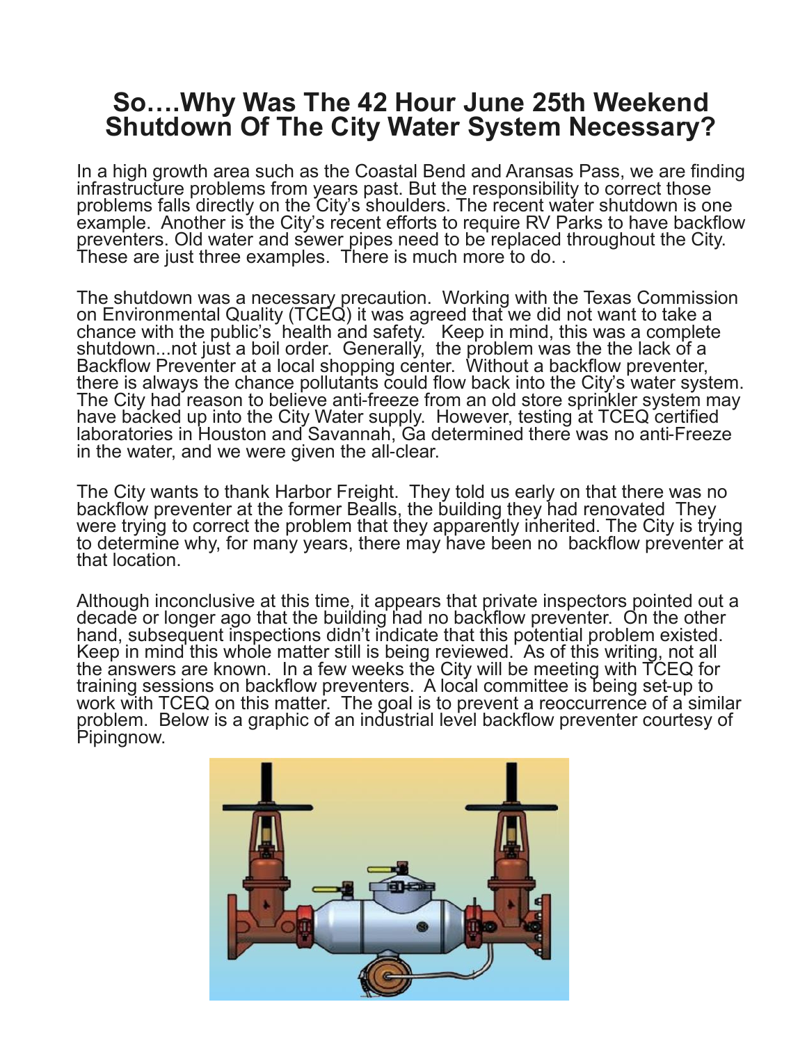# So….Why Was The 42 Hour June 25th Weekend Shutdown Of The City Water System Necessary?

In a high growth area such as the Coastal Bend and Aransas Pass, we are finding infrastructure problems from years past. But the responsibility to correct those problems falls directly on the City's shoulders. The recent water shutdown is one example. Another is the City's recent efforts to require RV Parks to have backflow preventers. Old water and sewer pipes need to be replaced throughout the City. These are just three examples. There is much more to do. .

The shutdown was a necessary precaution. Working with the Texas Commission on Environmental Quality (TCEQ) it was agreed that we did not want to take a chance with the public's health and safety. Keep in mind, this was a complete shutdown...not just a boil order. Generally, the problem was the the lack of a Backflow Preventer at a local shopping center. Without a backflow preventer, there is always the chance pollutants could flow back into the City's water system. The City had reason to believe anti-freeze from an old store sprinkler system may have backed up into the City Water supply. However, testing at TCEQ certified laboratories in Houston and Savannah, Ga determined there was no anti-Freeze in the water, and we were given the all-clear.

The City wants to thank Harbor Freight. They told us early on that there was no backflow preventer at the former Bealls, the building they had renovated They were trying to correct the problem that they apparently inherited. The City is trying to determine why, for many years, there may have been no backflow preventer at that location.

Although inconclusive at this time, it appears that private inspectors pointed out a decade or longer ago that the building had no backflow preventer. On the other hand, subsequent inspections didn't indicate that this potential problem existed. Keep in mind this whole matter still is being reviewed. As of this writing, not all the answers are known. In a few weeks the City will be meeting with TCEQ for training sessions on backflow preventers. A local committee is being set-up to work with TCEQ on this matter. The goal is to prevent a reoccurrence of a similar problem. Below is a graphic of an industrial level backflow preventer courtesy of Pipingnow.